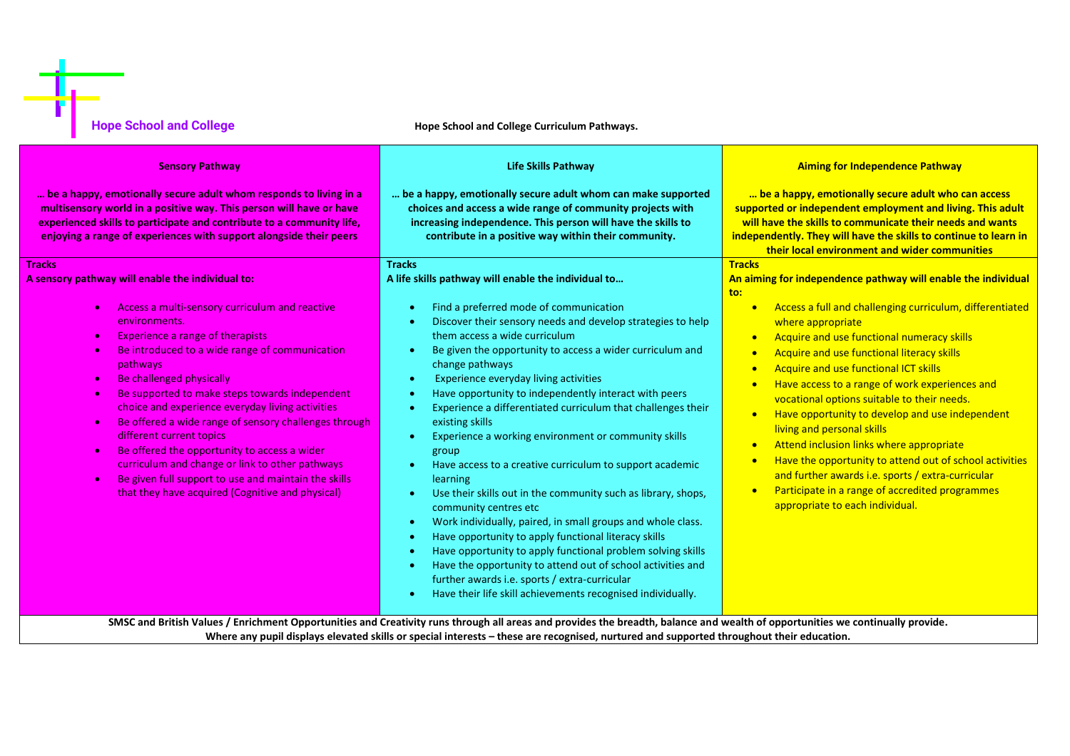**Hope School and College**

# Hope School and College Curriculum Pathways.

| Sensory Pathway | Life Skills Pathway | Aiming for Independence Pathway |
|---|---|---|
| **… be a happy, emotionally secure adult whom responds to living in a multisensory world in a positive way. This person will have or have experienced skills to participate and contribute to a community life, enjoying a range of experiences with support alongside their peers** | **… be a happy, emotionally secure adult whom can make supported choices and access a wide range of community projects with increasing independence. This person will have the skills to contribute in a positive way within their community.** | **… be a happy, emotionally secure adult who can access supported or independent employment and living. This adult will have the skills to communicate their needs and wants independently. They will have the skills to continue to learn in their local environment and wider communities** |
| **Tracks**<br>**A sensory pathway will enable the individual to:**<br>• Access a multi-sensory curriculum and reactive environments.<br>• Experience a range of therapists<br>• Be introduced to a wide range of communication pathways<br>• Be challenged physically<br>• Be supported to make steps towards independent choice and experience everyday living activities<br>• Be offered a wide range of sensory challenges through different current topics<br>• Be offered the opportunity to access a wider curriculum and change or link to other pathways<br>• Be given full support to use and maintain the skills that they have acquired (Cognitive and physical) | **Tracks**<br>**A life skills pathway will enable the individual to…**<br>• Find a preferred mode of communication<br>• Discover their sensory needs and develop strategies to help them access a wide curriculum<br>• Be given the opportunity to access a wider curriculum and change pathways<br>• Experience everyday living activities<br>• Have opportunity to independently interact with peers<br>• Experience a differentiated curriculum that challenges their existing skills<br>• Experience a working environment or community skills group<br>• Have access to a creative curriculum to support academic learning<br>• Use their skills out in the community such as library, shops, community centres etc<br>• Work individually, paired, in small groups and whole class.<br>• Have opportunity to apply functional literacy skills<br>• Have opportunity to apply functional problem solving skills<br>• Have the opportunity to attend out of school activities and further awards i.e. sports / extra-curricular<br>• Have their life skill achievements recognised individually. | **Tracks**<br>**An aiming for independence pathway will enable the individual to:**<br>• Access a full and challenging curriculum, differentiated where appropriate<br>• Acquire and use functional numeracy skills<br>• Acquire and use functional literacy skills<br>• Acquire and use functional ICT skills<br>• Have access to a range of work experiences and vocational options suitable to their needs.<br>• Have opportunity to develop and use independent living and personal skills<br>• Attend inclusion links where appropriate<br>• Have the opportunity to attend out of school activities and further awards i.e. sports / extra-curricular<br>• Participate in a range of accredited programmes appropriate to each individual. |

**SMSC and British Values / Enrichment Opportunities and Creativity runs through all areas and provides the breadth, balance and wealth of opportunities we continually provide.**
**Where any pupil displays elevated skills or special interests – these are recognised, nurtured and supported throughout their education.**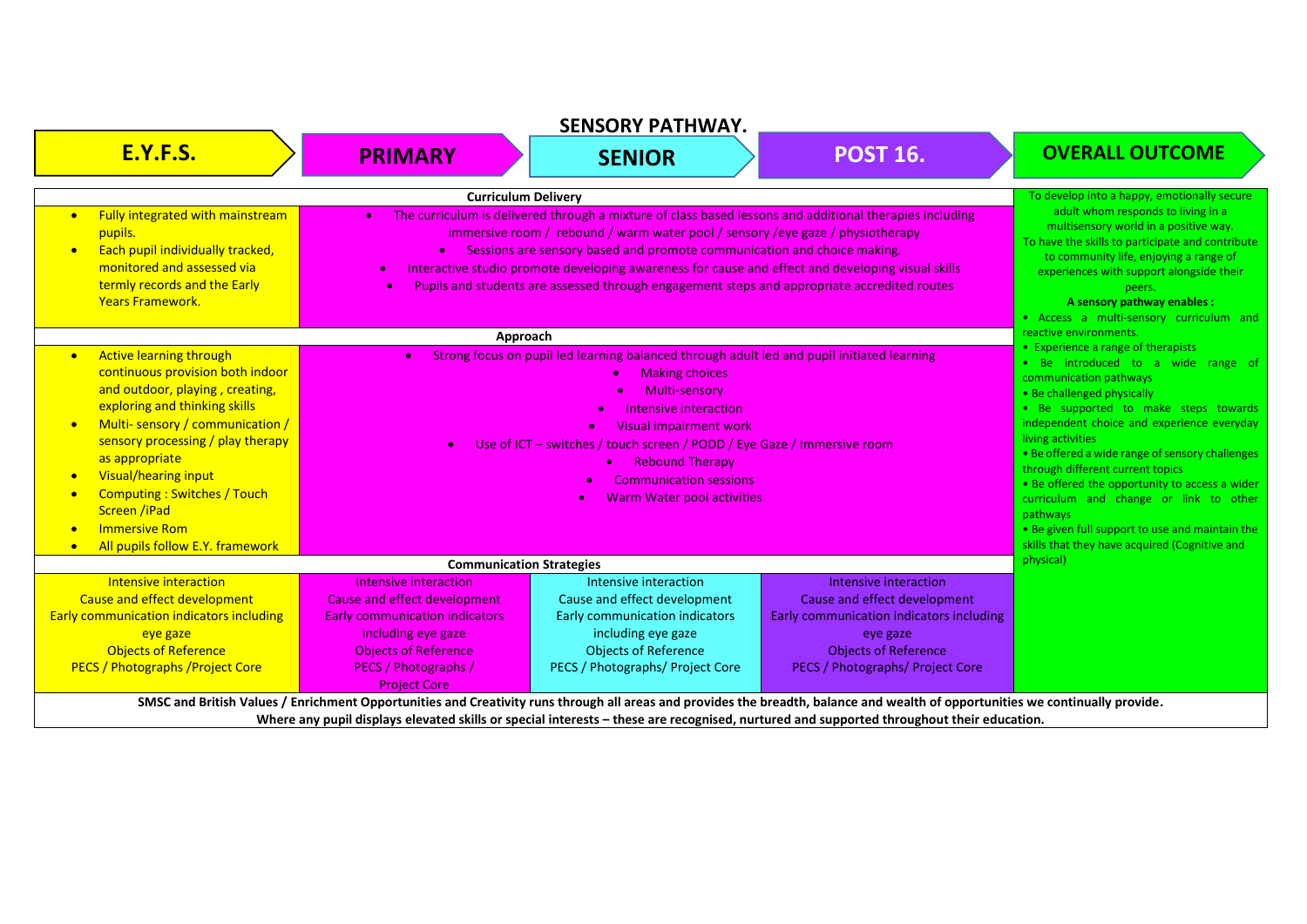# SENSORY PATHWAY.

| E.Y.F.S. | PRIMARY | SENIOR | POST 16. | OVERALL OUTCOME |
|---|---|---|---|---|
| **Curriculum Delivery** | | | | To develop into a happy, emotionally secure adult whom responds to living in a multisensory world in a positive way.<br>To have the skills to participate and contribute to community life, enjoying a range of experiences with support alongside their peers.<br>**A sensory pathway enables :**<br>• Access a multi-sensory curriculum and reactive environments.<br>• Experience a range of therapists<br>• Be introduced to a wide range of communication pathways<br>• Be challenged physically<br>• Be supported to make steps towards independent choice and experience everyday living activities<br>• Be offered a wide range of sensory challenges through different current topics<br>• Be offered the opportunity to access a wider curriculum and change or link to other pathways<br>• Be given full support to use and maintain the skills that they have acquired (Cognitive and physical) |
| • Fully integrated with mainstream pupils.<br>• Each pupil individually tracked, monitored and assessed via termly records and the Early Years Framework. | • The curriculum is delivered through a mixture of class based lessons and additional therapies including immersive room / rebound / warm water pool / sensory /eye gaze / physiotherapy<br>• Sessions are sensory based and promote communication and choice making.<br>• Interactive studio promote developing awareness for cause and effect and developing visual skills<br>• Pupils and students are assessed through engagement steps and appropriate accredited routes | | | |
| **Approach** | | | | |
| • Active learning through continuous provision both indoor and outdoor, playing , creating, exploring and thinking skills<br>• Multi- sensory / communication / sensory processing / play therapy as appropriate<br>• Visual/hearing input<br>• Computing : Switches / Touch Screen /iPad<br>• Immersive Rom<br>• All pupils follow E.Y. framework | • Strong focus on pupil led learning balanced through adult led and pupil initiated learning<br>• Making choices<br>• Multi-sensory<br>• Intensive interaction<br>• Visual impairment work<br>• Use of ICT – switches / touch screen / PODD / Eye Gaze / Immersive room<br>• Rebound Therapy<br>• Communication sessions<br>• Warm Water pool activities | | | |
| **Communication Strategies** | | | | |
| Intensive interaction<br>Cause and effect development<br>Early communication indicators including eye gaze<br>Objects of Reference<br>PECS / Photographs /Project Core | Intensive interaction<br>Cause and effect development<br>Early communication indicators including eye gaze<br>Objects of Reference<br>PECS / Photographs / Project Core | Intensive interaction<br>Cause and effect development<br>Early communication indicators including eye gaze<br>Objects of Reference<br>PECS / Photographs/ Project Core | Intensive interaction<br>Cause and effect development<br>Early communication indicators including eye gaze<br>Objects of Reference<br>PECS / Photographs/ Project Core | |

**SMSC and British Values / Enrichment Opportunities and Creativity runs through all areas and provides the breadth, balance and wealth of opportunities we continually provide.**
**Where any pupil displays elevated skills or special interests – these are recognised, nurtured and supported throughout their education.**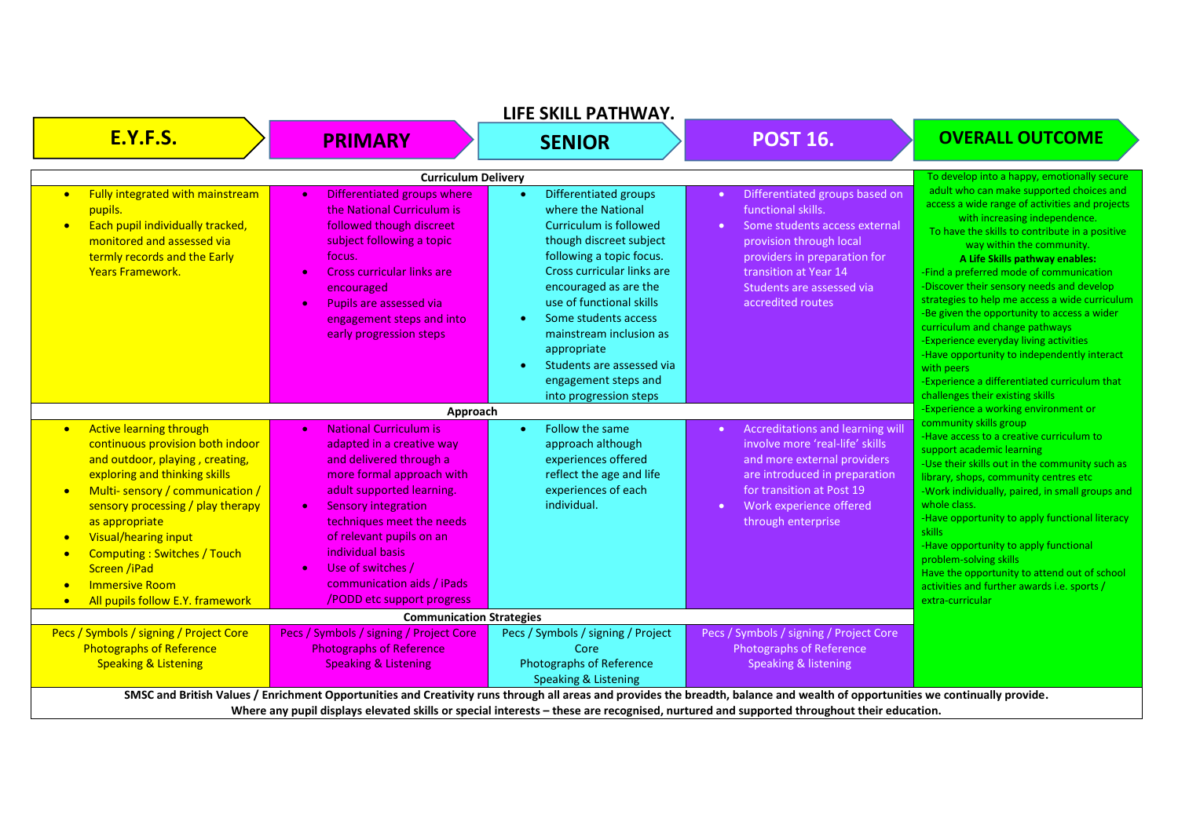# LIFE SKILL PATHWAY.

| E.Y.F.S. | PRIMARY | SENIOR | POST 16. | OVERALL OUTCOME |
|---|---|---|---|---|
| **Curriculum Delivery** | | | | To develop into a happy, emotionally secure adult who can make supported choices and access a wide range of activities and projects with increasing independence.<br>To have the skills to contribute in a positive way within the community.<br>**A Life Skills pathway enables:**<br>-Find a preferred mode of communication<br>-Discover their sensory needs and develop strategies to help me access a wide curriculum<br>-Be given the opportunity to access a wider curriculum and change pathways<br>-Experience everyday living activities<br>-Have opportunity to independently interact with peers<br>-Experience a differentiated curriculum that challenges their existing skills<br>-Experience a working environment or community skills group<br>-Have access to a creative curriculum to support academic learning<br>-Use their skills out in the community such as library, shops, community centres etc<br>-Work individually, paired, in small groups and whole class.<br>-Have opportunity to apply functional literacy skills<br>-Have opportunity to apply functional problem-solving skills<br>Have the opportunity to attend out of school activities and further awards i.e. sports / extra-curricular |
| • Fully integrated with mainstream pupils.<br>• Each pupil individually tracked, monitored and assessed via termly records and the Early Years Framework. | • Differentiated groups where the National Curriculum is followed though discreet subject following a topic focus.<br>• Cross curricular links are encouraged<br>• Pupils are assessed via engagement steps and into early progression steps | • Differentiated groups where the National Curriculum is followed though discreet subject following a topic focus. Cross curricular links are encouraged as are the use of functional skills<br>• Some students access mainstream inclusion as appropriate<br>• Students are assessed via engagement steps and into progression steps | • Differentiated groups based on functional skills.<br>• Some students access external provision through local providers in preparation for transition at Year 14 Students are assessed via accredited routes | |
| **Approach** | | | | |
| • Active learning through continuous provision both indoor and outdoor, playing , creating, exploring and thinking skills<br>• Multi- sensory / communication / sensory processing / play therapy as appropriate<br>• Visual/hearing input<br>• Computing : Switches / Touch Screen /iPad<br>• Immersive Room<br>• All pupils follow E.Y. framework | • National Curriculum is adapted in a creative way and delivered through a more formal approach with adult supported learning.<br>• Sensory integration techniques meet the needs of relevant pupils on an individual basis<br>• Use of switches / communication aids / iPads /PODD etc support progress | • Follow the same approach although experiences offered reflect the age and life experiences of each individual. | • Accreditations and learning will involve more 'real-life' skills and more external providers are introduced in preparation for transition at Post 19<br>• Work experience offered through enterprise | |
| **Communication Strategies** | | | | |
| Pecs / Symbols / signing / Project Core<br>Photographs of Reference<br>Speaking & Listening | Pecs / Symbols / signing / Project Core<br>Photographs of Reference<br>Speaking & Listening | Pecs / Symbols / signing / Project Core<br>Photographs of Reference<br>Speaking & Listening | Pecs / Symbols / signing / Project Core<br>Photographs of Reference<br>Speaking & listening | |

**SMSC and British Values / Enrichment Opportunities and Creativity runs through all areas and provides the breadth, balance and wealth of opportunities we continually provide.**
**Where any pupil displays elevated skills or special interests – these are recognised, nurtured and supported throughout their education.**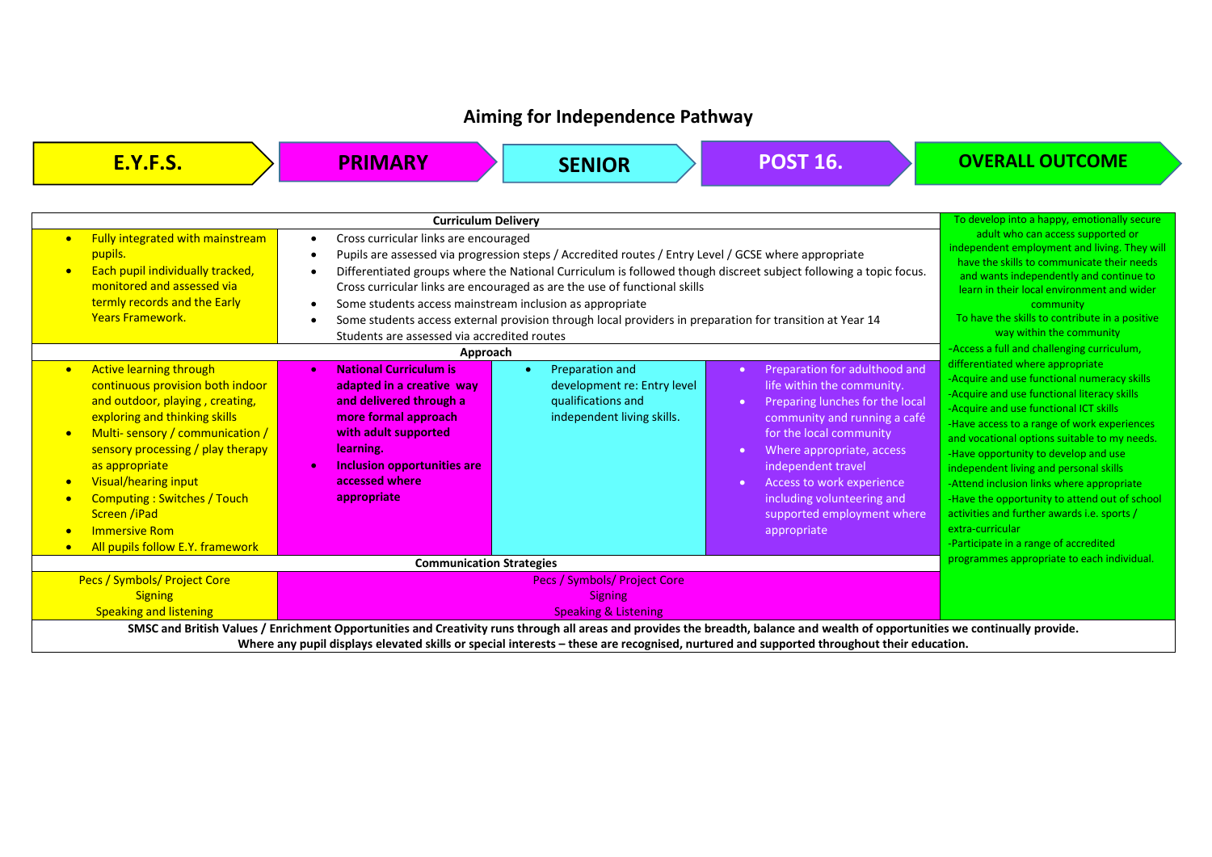# Aiming for Independence Pathway

| E.Y.F.S. | PRIMARY | SENIOR | POST 16. | OVERALL OUTCOME |
|---|---|---|---|---|
| **Curriculum Delivery** | | | | To develop into a happy, emotionally secure adult who can access supported or independent employment and living. They will have the skills to communicate their needs and wants independently and continue to learn in their local environment and wider community<br>To have the skills to contribute in a positive way within the community<br>-Access a full and challenging curriculum, differentiated where appropriate<br>-Acquire and use functional numeracy skills<br>-Acquire and use functional literacy skills<br>-Acquire and use functional ICT skills<br>-Have access to a range of work experiences and vocational options suitable to my needs.<br>-Have opportunity to develop and use independent living and personal skills<br>-Attend inclusion links where appropriate<br>-Have the opportunity to attend out of school activities and further awards i.e. sports / extra-curricular<br>-Participate in a range of accredited programmes appropriate to each individual. |
| • Fully integrated with mainstream pupils.<br>• Each pupil individually tracked, monitored and assessed via termly records and the Early Years Framework. | • Cross curricular links are encouraged<br>• Pupils are assessed via progression steps / Accredited routes / Entry Level / GCSE where appropriate<br>• Differentiated groups where the National Curriculum is followed though discreet subject following a topic focus. Cross curricular links are encouraged as are the use of functional skills<br>• Some students access mainstream inclusion as appropriate<br>• Some students access external provision through local providers in preparation for transition at Year 14 Students are assessed via accredited routes | | | |
| **Approach** | | | | |
| • Active learning through continuous provision both indoor and outdoor, playing , creating, exploring and thinking skills<br>• Multi- sensory / communication / sensory processing / play therapy as appropriate<br>• Visual/hearing input<br>• Computing : Switches / Touch Screen /iPad<br>• Immersive Rom<br>• All pupils follow E.Y. framework | • **National Curriculum is adapted in a creative way and delivered through a more formal approach with adult supported learning.**<br>• **Inclusion opportunities are accessed where appropriate** | • Preparation and development re: Entry level qualifications and independent living skills. | • Preparation for adulthood and life within the community.<br>• Preparing lunches for the local community and running a café for the local community<br>• Where appropriate, access independent travel<br>• Access to work experience including volunteering and supported employment where appropriate | |
| **Communication Strategies** | | | | |
| Pecs / Symbols/ Project Core<br>Signing<br>Speaking and listening | Pecs / Symbols/ Project Core<br>Signing<br>Speaking & Listening | | | |

**SMSC and British Values / Enrichment Opportunities and Creativity runs through all areas and provides the breadth, balance and wealth of opportunities we continually provide.**
**Where any pupil displays elevated skills or special interests – these are recognised, nurtured and supported throughout their education.**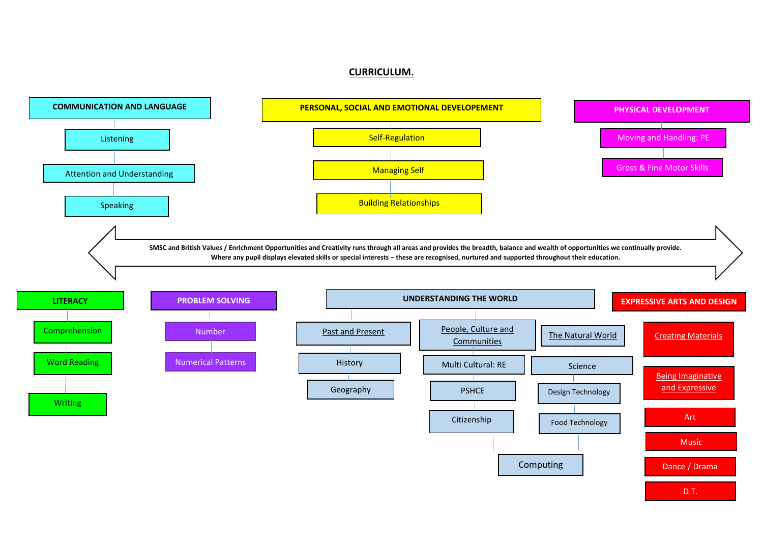# CURRICULUM.

## COMMUNICATION AND LANGUAGE

- Listening
- Attention and Understanding
- Speaking

## PERSONAL, SOCIAL AND EMOTIONAL DEVELOPEMENT

- Self-Regulation
- Managing Self
- Building Relationships

## PHYSICAL DEVELOPMENT

- Moving and Handling: PE
- Gross & Fine Motor Skills

**SMSC and British Values / Enrichment Opportunities and Creativity runs through all areas and provides the breadth, balance and wealth of opportunities we continually provide.**
**Where any pupil displays elevated skills or special interests – these are recognised, nurtured and supported throughout their education.**

## LITERACY

- Comprehension
- Word Reading
- Writing

## PROBLEM SOLVING

- Number
- Numerical Patterns

## UNDERSTANDING THE WORLD

- Past and Present
  - History
  - Geography
- People, Culture and Communities
  - Multi Cultural: RE
  - PSHCE
  - Citizenship
- The Natural World
  - Science
  - Design Technology
  - Food Technology
- Computing

## EXPRESSIVE ARTS AND DESIGN

- Creating Materials
- Being Imaginative and Expressive
  - Art
  - Music
  - Dance / Drama
  - D.T.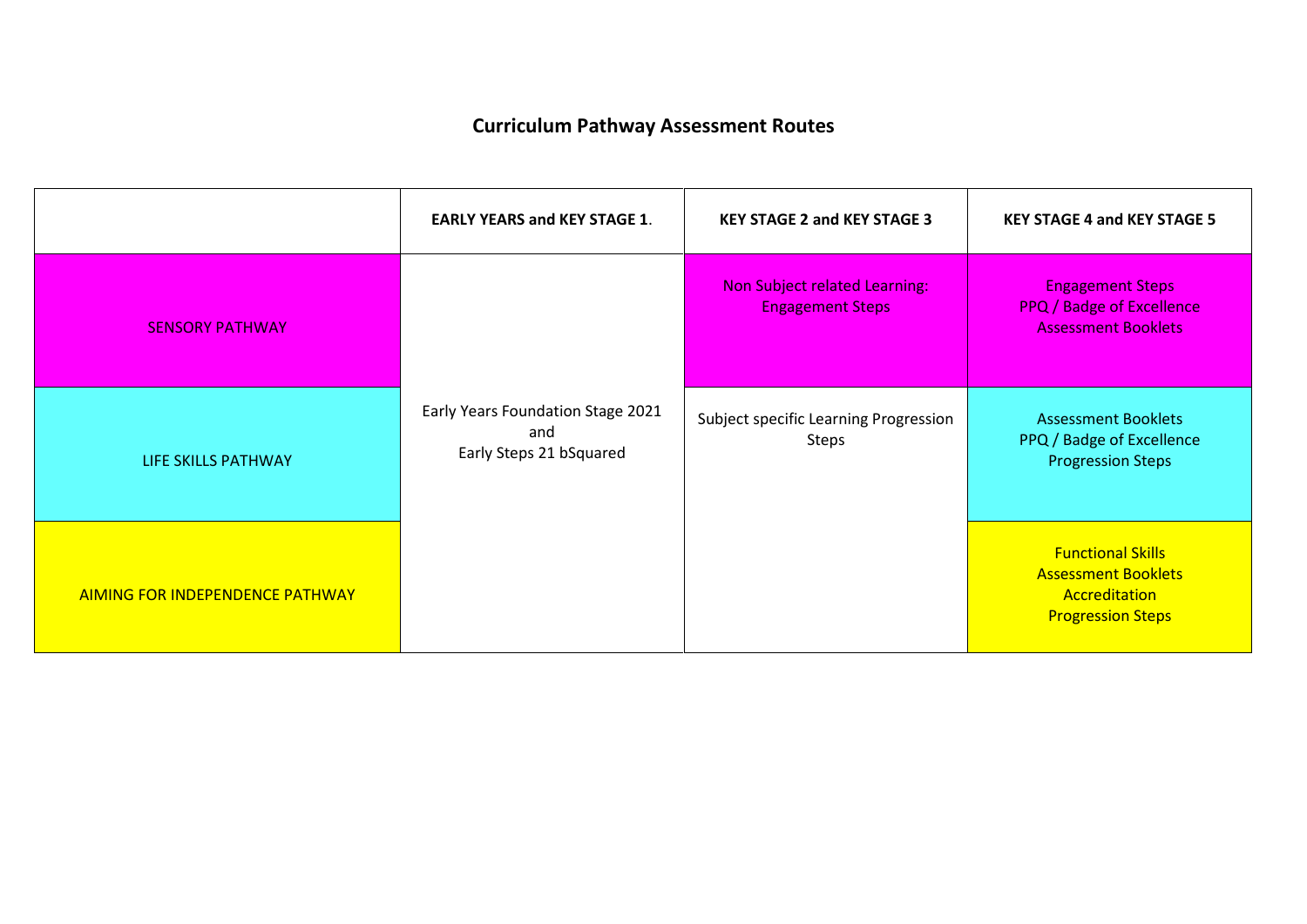# Curriculum Pathway Assessment Routes

| | EARLY YEARS and KEY STAGE 1. | KEY STAGE 2 and KEY STAGE 3 | KEY STAGE 4 and KEY STAGE 5 |
|---|---|---|---|
| SENSORY PATHWAY | Early Years Foundation Stage 2021 and Early Steps 21 bSquared | Non Subject related Learning: Engagement Steps | Engagement Steps<br>PPQ / Badge of Excellence<br>Assessment Booklets |
| LIFE SKILLS PATHWAY | | Subject specific Learning Progression Steps | Assessment Booklets<br>PPQ / Badge of Excellence<br>Progression Steps |
| AIMING FOR INDEPENDENCE PATHWAY | | | Functional Skills<br>Assessment Booklets<br>Accreditation<br>Progression Steps |